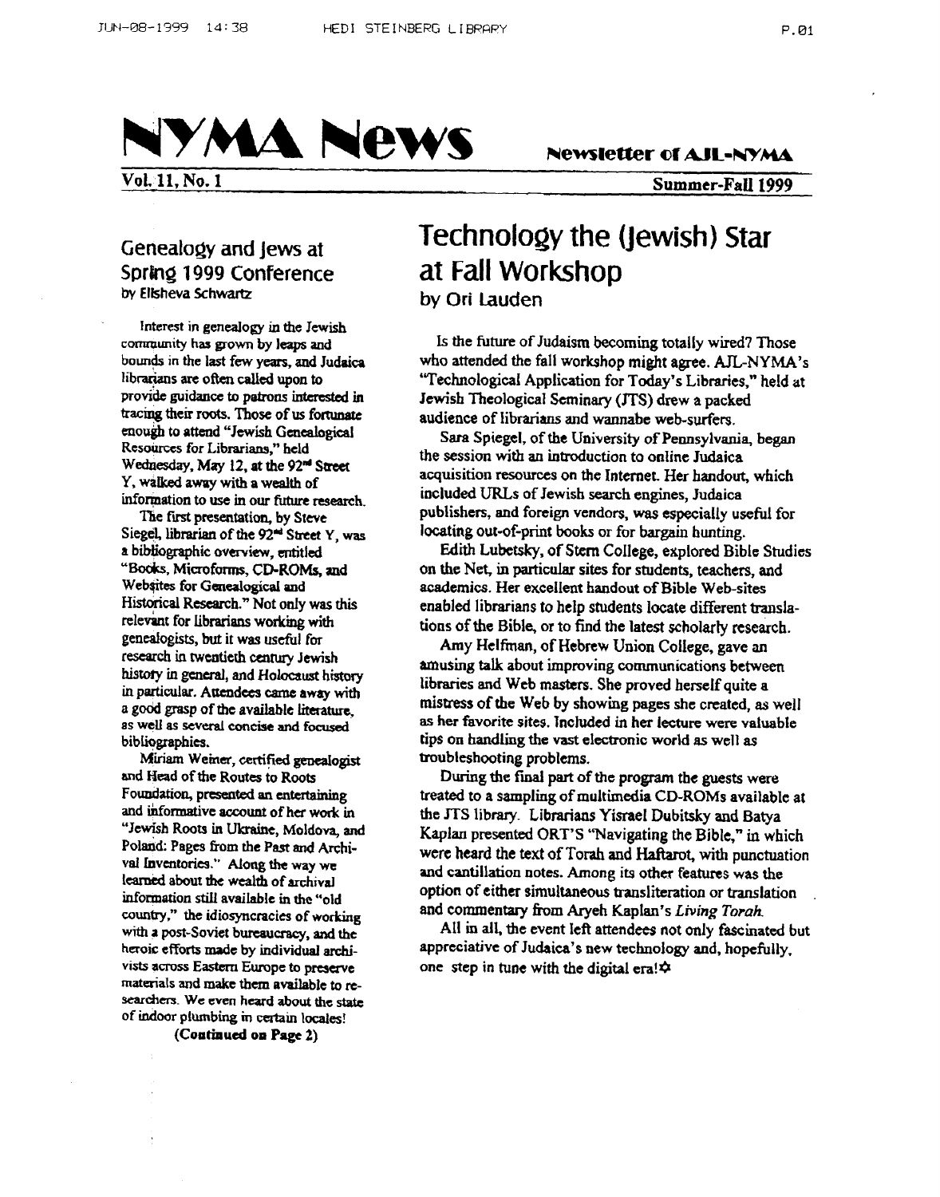# NYMA News

**Newsletter of AJL-NYMA**

**Vol. 11, No. 1** **Summer-Fall 1999**

## Genealogy and Jews at Spring 1999 Conference

by Elisheva Schwartz

Interest in genealogy in the Jewish community has grown by leaps and bounds in the last few years, and Judaica librarians are often called upon to provide guidance to patrons interested in tracing their roots. Those of us fortunate enough to attend "Jewish Genealogical Resources for Librarians," held Wednesday, May 12, at the 92nd Street Y, walked away with a wealth of information to use in our future research.

The first presentation, by Steve Siegel, librarian of the 92nd Street Y, was a bibliographic overview, entitled "Books, Microforms, CD-ROMs, and Websites for Genealogical and Historical Research." Not only was this relevant for librarians working with genealogists, but it was useful for research in twentieth century Jewish history in general, and Holocaust history in particular. Attendees came away with a good grasp of the available literature, as well as several concise and focused bibliographies.

Miriam Weiner, certified genealogist and Head of the Routes to Roots Foundation, presented an entertaining and informative account of her work in "Jewish Roots in Ukraine, Moldova, and Poland: Pages from the Past and Archival Inventories." Along the way we learned about the wealth of archival information still available in the "old country," the idiosyncracies of working with a post-Soviet bureaucracy, and the heroic efforts made by individual archivists across Eastern Europe to preserve materials and make them available to researchers. We even heard about the state of indoor plumbing in certain locales!

**(Continued on Page 2)**

## Technology the (Jewish) Star at Fall Workshop

by Ori Lauden

Is the future of Judaism becoming totally wired? Those who attended the fall workshop might agree. AJL-NYMA's "Technological Application for Today's Libraries," held at Jewish Theological Seminary (JTS) drew a packed audience of librarians and wannabe web-surfers.

Sara Spiegel, of the University of Pennsylvania, began the session with an introduction to online Judaica acquisition resources on the Internet. Her handout, which included URLs of Jewish search engines, Judaica publishers, and foreign vendors, was especially useful for locating out-of-print books or for bargain hunting.

Edith Lubetsky, of Stern College, explored Bible Studies on the Net, in particular sites for students, teachers, and academics. Her excellent handout of Bible Web-sites enabled librarians to help students locate different translations of the Bible, or to find the latest scholarly research.

Amy Helfman, of Hebrew Union College, gave an amusing talk about improving communications between libraries and Web masters. She proved herself quite a mistress of the Web by showing pages she created, as well as her favorite sites. Included in her lecture were valuable tips on handling the vast electronic world as well as troubleshooting problems.

During the final part of the program the guests were treated to a sampling of multimedia CD-ROMs available at the JTS library. Librarians Yisrael Dubitsky and Batya Kaplan presented ORT'S "Navigating the Bible," in which were heard the text of Torah and Haftarot, with punctuation and cantillation notes. Among its other features was the option of either simultaneous transliteration or translation and commentary from Aryeh Kaplan's *Living Torah*.

All in all, the event left attendees not only fascinated but appreciative of Judaica's new technology and, hopefully, one step in tune with the digital era! ✡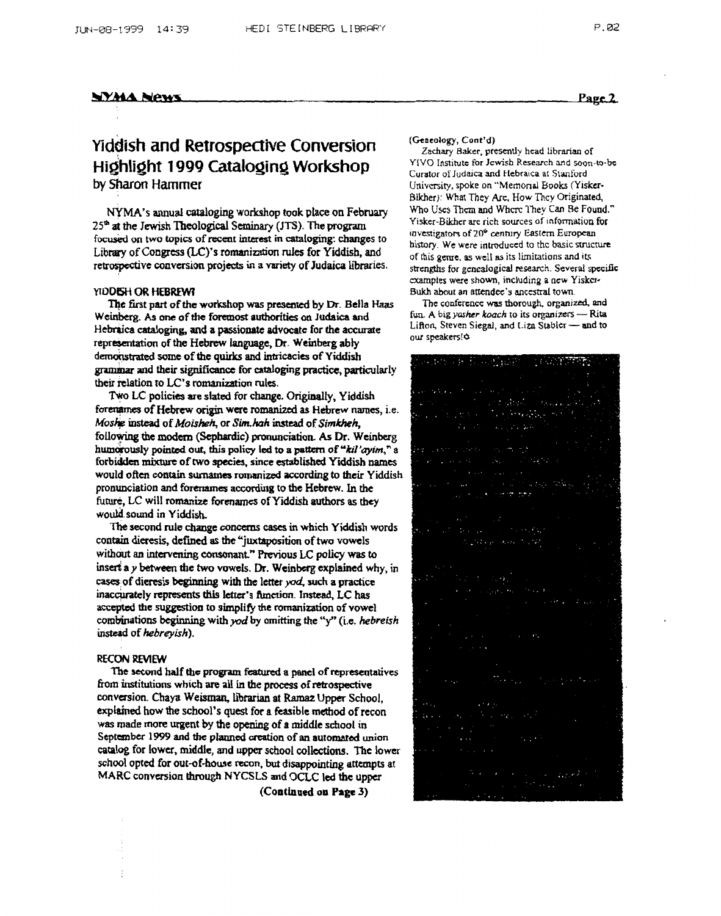# Yiddish and Retrospective Conversion Highlight 1999 Cataloging Workshop

by Sharon Hammer

NYMA's annual cataloging workshop took place on February 25th at the Jewish Theological Seminary (JTS). The program focused on two topics of recent interest in cataloging: changes to Library of Congress (LC)'s romanization rules for Yiddish, and retrospective conversion projects in a variety of Judaica libraries.

## YIDDISH OR HEBREW?

The first part of the workshop was presented by Dr. Bella Haas Weinberg. As one of the foremost authorities on Judaica and Hebraica cataloging, and a passionate advocate for the accurate representation of the Hebrew language, Dr. Weinberg ably demonstrated some of the quirks and intricacies of Yiddish grammar and their significance for cataloging practice, particularly their relation to LC's romanization rules.

Two LC policies are slated for change. Originally, Yiddish forenames of Hebrew origin were romanized as Hebrew names, i.e. *Moshe* instead of *Moisheh*, or *Sim.hah* instead of *Simkheh*, following the modern (Sephardic) pronunciation. As Dr. Weinberg humorously pointed out, this policy led to a pattern of "*kil'ayim*," a forbidden mixture of two species, since established Yiddish names would often contain surnames romanized according to their Yiddish pronunciation and forenames according to the Hebrew. In the future, LC will romanize forenames of Yiddish authors as they would sound in Yiddish.

The second rule change concerns cases in which Yiddish words contain dieresis, defined as the "juxtaposition of two vowels without an intervening consonant." Previous LC policy was to insert a *y* between the two vowels. Dr. Weinberg explained why, in cases of dieresis beginning with the letter *yod*, such a practice inaccurately represents this letter's function. Instead, LC has accepted the suggestion to simplify the romanization of vowel combinations beginning with *yod* by omitting the "y" (i.e. *hebreish* instead of *hebreyish*).

## RECON REVIEW

The second half the program featured a panel of representatives from institutions which are all in the process of retrospective conversion. Chaya Weisman, librarian at Ramaz Upper School, explained how the school's quest for a feasible method of recon was made more urgent by the opening of a middle school in September 1999 and the planned creation of an automated union catalog for lower, middle, and upper school collections. The lower school opted for out-of-house recon, but disappointing attempts at MARC conversion through NYCSLS and OCLC led the upper

**(Continued on Page 3)**

(Geneology, Cont'd)

Zachary Baker, presently head librarian of YIVO Institute for Jewish Research and soon-to-be Curator of Judaica and Hebraica at Stanford University, spoke on "Memorial Books (Yisker-Bikher): What They Are, How They Originated, Who Uses Them and Where They Can Be Found." Yisker-Bikher are rich sources of information for investigators of 20th century Eastern European history. We were introduced to the basic structure of this genre, as well as its limitations and its strengths for genealogical research. Several specific examples were shown, including a new Yisker-Bukh about an attendee's ancestral town.

The conference was thorough, organized, and fun. A big *yasher koach* to its organizers — Rita Lifton, Steven Siegal, and Liza Stabler — and to our speakers!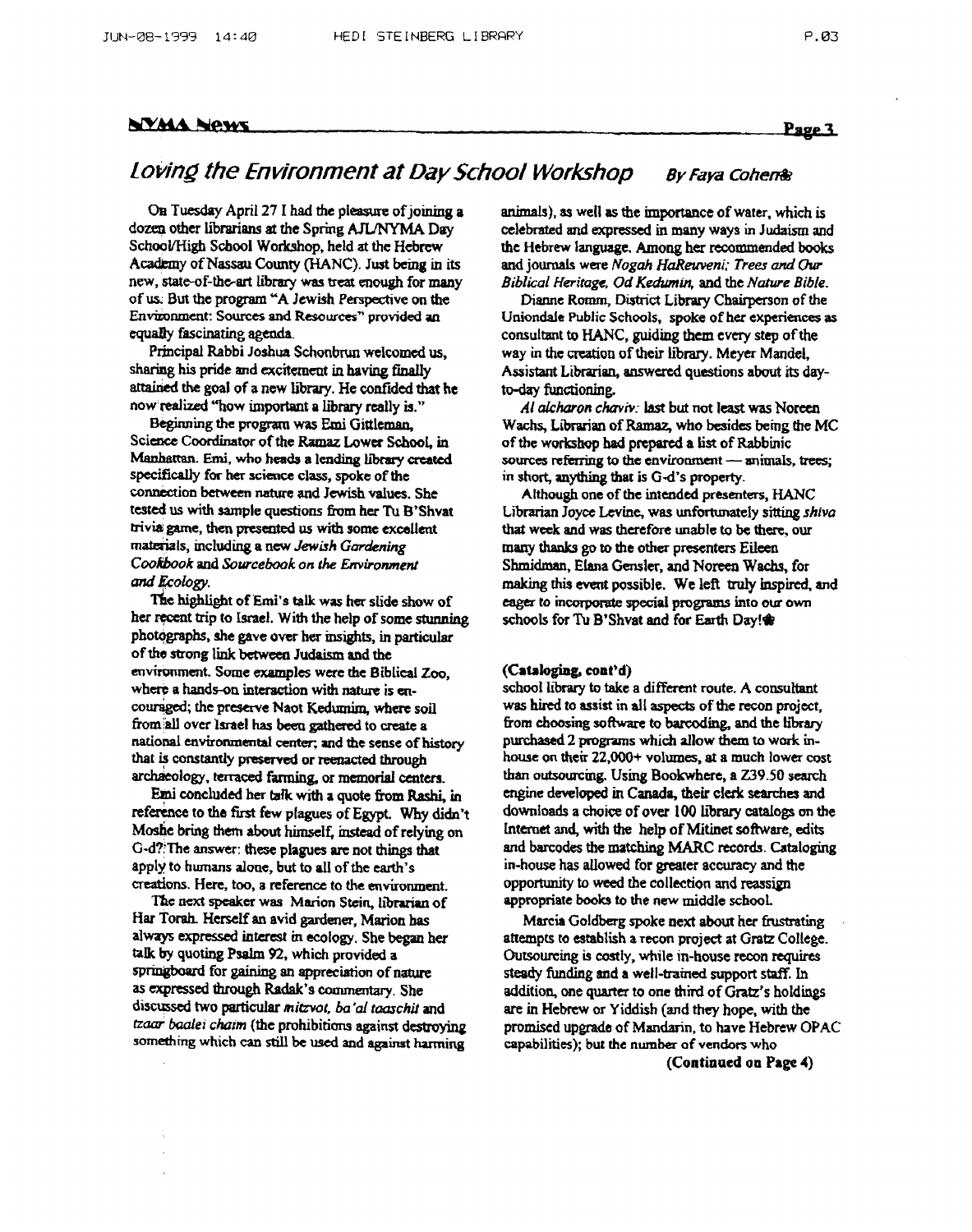## Loving the Environment at Day School Workshop

*By Faya Cohen*

On Tuesday April 27 I had the pleasure of joining a dozen other librarians at the Spring AJL/NYMA Day School/High School Workshop, held at the Hebrew Academy of Nassau County (HANC). Just being in its new, state-of-the-art library was treat enough for many of us. But the program "A Jewish Perspective on the Environment: Sources and Resources" provided an equally fascinating agenda.

Principal Rabbi Joshua Schonbrun welcomed us, sharing his pride and excitement in having finally attained the goal of a new library. He confided that he now realized "how important a library really is."

Beginning the program was Emi Gittleman, Science Coordinator of the Ramaz Lower School, in Manhattan. Emi, who heads a lending library created specifically for her science class, spoke of the connection between nature and Jewish values. She tested us with sample questions from her Tu B'Shvat trivia game, then presented us with some excellent materials, including a new *Jewish Gardening Cookbook* and *Sourcebook on the Environment and Ecology*.

The highlight of Emi's talk was her slide show of her recent trip to Israel. With the help of some stunning photographs, she gave over her insights, in particular of the strong link between Judaism and the environment. Some examples were the Biblical Zoo, where a hands-on interaction with nature is encouraged; the preserve Naot Kedumim, where soil from all over Israel has been gathered to create a national environmental center; and the sense of history that is constantly preserved or reenacted through archaeology, terraced farming, or memorial centers.

Emi concluded her talk with a quote from Rashi, in reference to the first few plagues of Egypt. Why didn't Moshe bring them about himself, instead of relying on G-d? The answer: these plagues are not things that apply to humans alone, but to all of the earth's creations. Here, too, a reference to the environment.

The next speaker was Marion Stein, librarian of Har Torah. Herself an avid gardener, Marion has always expressed interest in ecology. She began her talk by quoting Psalm 92, which provided a springboard for gaining an appreciation of nature as expressed through Radak's commentary. She discussed two particular *mitzvot, ba'al taaschit* and *tzaar baalei chaim* (the prohibitions against destroying something which can still be used and against harming animals), as well as the importance of water, which is celebrated and expressed in many ways in Judaism and the Hebrew language. Among her recommended books and journals were *Nogah HaReuveni; Trees and Our Biblical Heritage, Od Kedumin,* and the *Nature Bible*.

Dianne Romm, District Library Chairperson of the Uniondale Public Schools, spoke of her experiences as consultant to HANC, guiding them every step of the way in the creation of their library. Meyer Mandel, Assistant Librarian, answered questions about its day-to-day functioning.

*Al acharon chaviv:* last but not least was Noreen Wachs, Librarian of Ramaz, who besides being the MC of the workshop had prepared a list of Rabbinic sources referring to the environment — animals, trees; in short, anything that is G-d's property.

Although one of the intended presenters, HANC Librarian Joyce Levine, was unfortunately sitting *shiva* that week and was therefore unable to be there, our many thanks go to the other presenters Eileen Shmidman, Elana Gensler, and Noreen Wachs, for making this event possible. We left truly inspired, and eager to incorporate special programs into our own schools for Tu B'Shvat and for Earth Day!

**(Cataloging, cont'd)**

school library to take a different route. A consultant was hired to assist in all aspects of the recon project, from choosing software to barcoding, and the library purchased 2 programs which allow them to work in-house on their 22,000+ volumes, at a much lower cost than outsourcing. Using Bookwhere, a Z39.50 search engine developed in Canada, their clerk searches and downloads a choice of over 100 library catalogs on the Internet and, with the help of Mitinet software, edits and barcodes the matching MARC records. Cataloging in-house has allowed for greater accuracy and the opportunity to weed the collection and reassign appropriate books to the new middle school.

Marcia Goldberg spoke next about her frustrating attempts to establish a recon project at Gratz College. Outsourcing is costly, while in-house recon requires steady funding and a well-trained support staff. In addition, one quarter to one third of Gratz's holdings are in Hebrew or Yiddish (and they hope, with the promised upgrade of Mandarin, to have Hebrew OPAC capabilities); but the number of vendors who

**(Continued on Page 4)**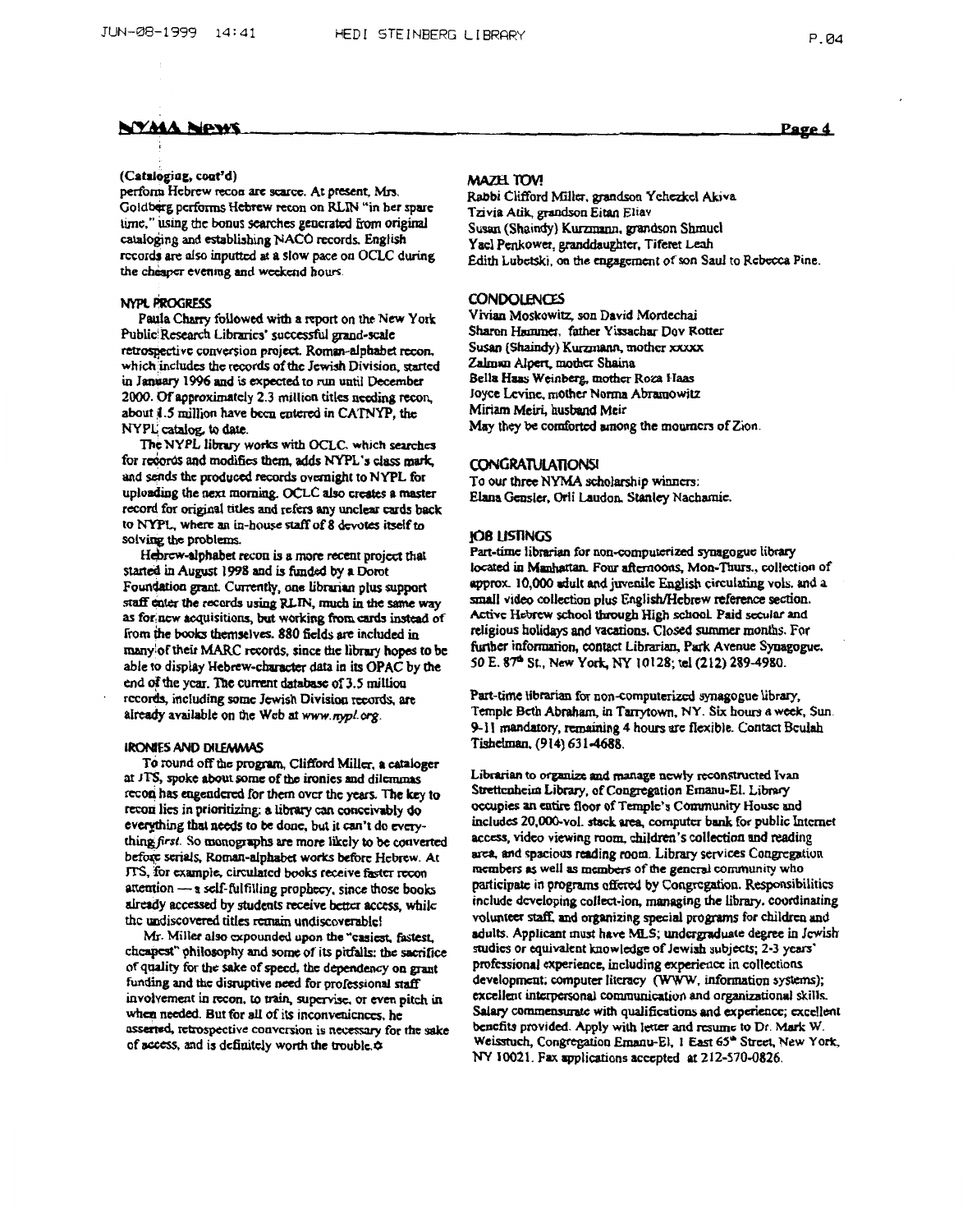**(Cataloging, cont'd)**

perform Hebrew recon are scarce. At present, Mrs. Goldberg performs Hebrew recon on RLIN "in her spare time," using the bonus searches generated from original cataloging and establishing NACO records. English records are also inputted at a slow pace on OCLC during the cheaper evening and weekend hours.

## NYPL PROGRESS

Paula Charry followed with a report on the New York Public Research Libraries' successful grand-scale retrospective conversion project. Roman-alphabet recon, which includes the records of the Jewish Division, started in January 1996 and is expected to run until December 2000. Of approximately 2.3 million titles needing recon, about 1.5 million have been entered in CATNYP, the NYPL catalog, to date.

The NYPL library works with OCLC, which searches for records and modifies them, adds NYPL's class mark, and sends the produced records overnight to NYPL for uploading the next morning. OCLC also creates a master record for original titles and refers any unclear cards back to NYPL, where an in-house staff of 8 devotes itself to solving the problems.

Hebrew-alphabet recon is a more recent project that started in August 1998 and is funded by a Dorot Foundation grant. Currently, one librarian plus support staff enter the records using RLIN, much in the same way as for new acquisitions, but working from cards instead of from the books themselves. 880 fields are included in many of their MARC records, since the library hopes to be able to display Hebrew-character data in its OPAC by the end of the year. The current database of 3.5 million records, including some Jewish Division records, are already available on the Web at *www.nypl.org*.

## IRONIES AND DILEMMAS

To round off the program, Clifford Miller, a cataloger at JTS, spoke about some of the ironies and dilemmas recon has engendered for them over the years. The key to recon lies in prioritizing; a library can conceivably do everything that needs to be done, but it can't do everything *first*. So monographs are more likely to be converted before serials, Roman-alphabet works before Hebrew. At JTS, for example, circulated books receive faster recon attention — a self-fulfilling prophecy, since those books already accessed by students receive better access, while the undiscovered titles remain undiscoverable!

Mr. Miller also expounded upon the "easiest, fastest, cheapest" philosophy and some of its pitfalls: the sacrifice of quality for the sake of speed, the dependency on grant funding and the disruptive need for professional staff involvement in recon, to train, supervise, or even pitch in when needed. But for all of its inconveniences, he asserted, retrospective conversion is necessary for the sake of access, and is definitely worth the trouble. ✡

## MAZEL TOV!

Rabbi Clifford Miller, grandson Yechezkel Akiva
Tzivia Atik, grandson Eitan Eliav
Susan (Shaindy) Kurzmann, grandson Shmuel
Yael Penkower, granddaughter, Tiferet Leah
Edith Lubetski, on the engagement of son Saul to Rebecca Pine.

## CONDOLENCES

Vivian Moskowitz, son David Mordechai
Sharon Hammer, father Yissachar Dov Rotter
Susan (Shaindy) Kurzmann, mother xxxxx
Zalman Alpert, mother Shaina
Bella Haas Weinberg, mother Roza Haas
Joyce Levine, mother Norma Abramowitz
Miriam Meiri, husband Meir
May they be comforted among the mourners of Zion.

## CONGRATULATIONS!

To our three NYMA scholarship winners:
Elana Gensler, Orli Laudon, Stanley Nachamie.

## JOB LISTINGS

Part-time librarian for non-computerized synagogue library located in Manhattan. Four afternoons, Mon-Thurs., collection of approx. 10,000 adult and juvenile English circulating vols. and a small video collection plus English/Hebrew reference section. Active Hebrew school through High school. Paid secular and religious holidays and vacations. Closed summer months. For further information, contact Librarian, Park Avenue Synagogue, 50 E. 87th St., New York, NY 10128; tel (212) 289-4980.

Part-time librarian for non-computerized synagogue library, Temple Beth Abraham, in Tarrytown, NY. Six hours a week, Sun. 9-11 mandatory, remaining 4 hours are flexible. Contact Beulah Tishelman, (914) 631-4688.

Librarian to organize and manage newly reconstructed Ivan Stettenheim Library, of Congregation Emanu-El. Library occupies an entire floor of Temple's Community House and includes 20,000-vol. stack area, computer bank for public Internet access, video viewing room, children's collection and reading area, and spacious reading room. Library services Congregation members as well as members of the general community who participate in programs offered by Congregation. Responsibilities include developing collect-ion, managing the library, coordinating volunteer staff, and organizing special programs for children and adults. Applicant must have MLS; undergraduate degree in Jewish studies or equivalent knowledge of Jewish subjects; 2-3 years' professional experience, including experience in collections development; computer literacy (WWW, information systems); excellent interpersonal communication and organizational skills. Salary commensurate with qualifications and experience; excellent benefits provided. Apply with letter and resume to Dr. Mark W. Weisstuch, Congregation Emanu-El, 1 East 65th Street, New York, NY 10021. Fax applications accepted at 212-570-0826.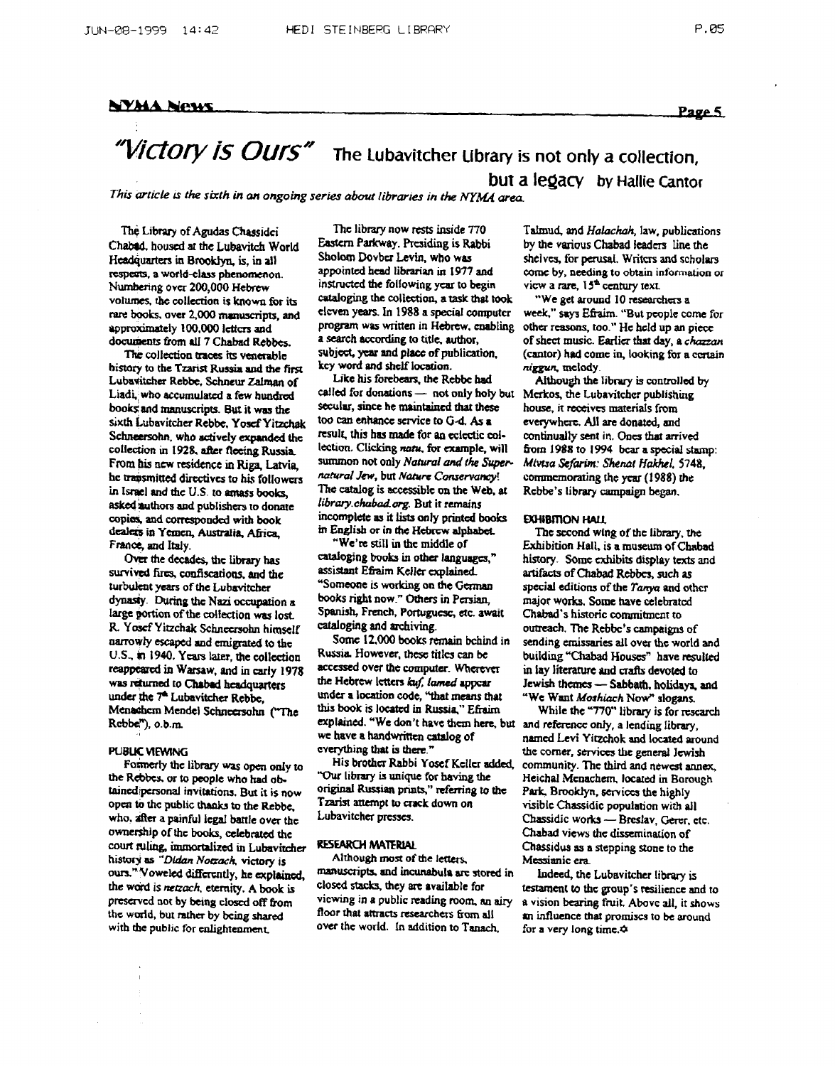# "Victory is Ours" The Lubavitcher Library is not only a collection, but a legacy by Hallie Cantor

*This article is the sixth in an ongoing series about libraries in the NYMA area.*

The Library of Agudas Chassidei Chabad, housed at the Lubavitch World Headquarters in Brooklyn, is, in all respects, a world-class phenomenon. Numbering over 200,000 Hebrew volumes, the collection is known for its rare books, over 2,000 manuscripts, and approximately 100,000 letters and documents from all 7 Chabad Rebbes.

The collection traces its venerable history to the Tzarist Russia and the first Lubavitcher Rebbe, Schneur Zalman of Liadi, who accumulated a few hundred books and manuscripts. But it was the sixth Lubavitcher Rebbe, Yosef Yitzchak Schneersohn, who actively expanded the collection in 1928, after fleeing Russia. From his new residence in Riga, Latvia, he transmitted directives to his followers in Israel and the U.S. to amass books, asked authors and publishers to donate copies, and corresponded with book dealers in Yemen, Australia, Africa, France, and Italy.

Over the decades, the library has survived fires, confiscations, and the turbulent years of the Lubavitcher dynasty. During the Nazi occupation a large portion of the collection was lost. R. Yosef Yitzchak Schneersohn himself narrowly escaped and emigrated to the U.S., in 1940. Years later, the collection reappeared in Warsaw, and in early 1978 was returned to Chabad headquarters under the 7th Lubavitcher Rebbe, Menachem Mendel Schneersohn ("The Rebbe"), o.b.m.

**PUBLIC VIEWING**

Formerly the library was open only to the Rebbes, or to people who had obtained personal invitations. But it is now open to the public thanks to the Rebbe, who, after a painful legal battle over the ownership of the books, celebrated the court ruling, immortalized in Lubavitcher history as *"Didan Notzach,* victory is ours." Voweled differently, he explained, the word is *netzach,* eternity. A book is preserved not by being closed off from the world, but rather by being shared with the public for enlightenment.

The library now rests inside 770 Eastern Parkway. Presiding is Rabbi Sholom Dovber Levin, who was appointed head librarian in 1977 and instructed the following year to begin cataloging the collection, a task that took eleven years. In 1988 a special computer program was written in Hebrew, enabling a search according to title, author, subject, year and place of publication, key word and shelf location.

Like his forebears, the Rebbe had called for donations — not only holy but secular, since he maintained that these too can enhance service to G-d. As a result, this has made for an eclectic collection. Clicking *natu,* for example, will summon not only *Natural and the Supernatural Jew,* but *Nature Conservancy!* The catalog is accessible on the Web, at *library.chabad.org.* But it remains incomplete as it lists only printed books in English or in the Hebrew alphabet.

"We're still in the middle of cataloging books in other languages," assistant Efraim Keller explained. "Someone is working on the German books right now." Others in Persian, Spanish, French, Portuguese, etc. await cataloging and archiving.

Some 12,000 books remain behind in Russia. However, these titles can be accessed over the computer. Wherever the Hebrew letters *kuf, lamed* appear under a location code, "that means that this book is located in Russia," Efraim explained. "We don't have them here, but we have a handwritten catalog of everything that is there."

His brother Rabbi Yosef Keller added, "Our library is unique for having the original Russian prints," referring to the Tzarist attempt to crack down on Lubavitcher presses.

**RESEARCH MATERIAL**

Although most of the letters, manuscripts, and incunabula are stored in closed stacks, they are available for viewing in a public reading room, an airy floor that attracts researchers from all over the world. In addition to Tanach, Talmud, and *Halachah,* law, publications by the various Chabad leaders line the shelves, for perusal. Writers and scholars come by, needing to obtain information or view a rare, 15th century text.

"We get around 10 researchers a week," says Efraim. "But people come for other reasons, too." He held up an piece of sheet music. Earlier that day, a *chazzan* (cantor) had come in, looking for a certain *niggun,* melody.

Although the library is controlled by Merkos, the Lubavitcher publishing house, it receives materials from everywhere. All are donated, and continually sent in. Ones that arrived from 1988 to 1994 bear a special stamp: *Mivtsa Sefarim: Shenat Hakhel,* 5748, commemorating the year (1988) the Rebbe's library campaign began.

**EXHIBITION HALL**

The second wing of the library, the Exhibition Hall, is a museum of Chabad history. Some exhibits display texts and artifacts of Chabad Rebbes, such as special editions of the *Tanya* and other major works. Some have celebrated Chabad's historic commitment to outreach. The Rebbe's campaigns of sending emissaries all over the world and building "Chabad Houses" have resulted in lay literature and crafts devoted to Jewish themes — Sabbath, holidays, and "We Want *Moshiach* Now" slogans.

While the "770" library is for research and reference only, a lending library, named Levi Yitzchok and located around the corner, services the general Jewish community. The third and newest annex, Heichal Menachem, located in Borough Park, Brooklyn, services the highly visible Chassidic population with all Chassidic works — Breslav, Gerer, etc. Chabad views the dissemination of Chassidus as a stepping stone to the Messianic era.

Indeed, the Lubavitcher library is testament to the group's resilience and to a vision bearing fruit. Above all, it shows an influence that promises to be around for a very long time.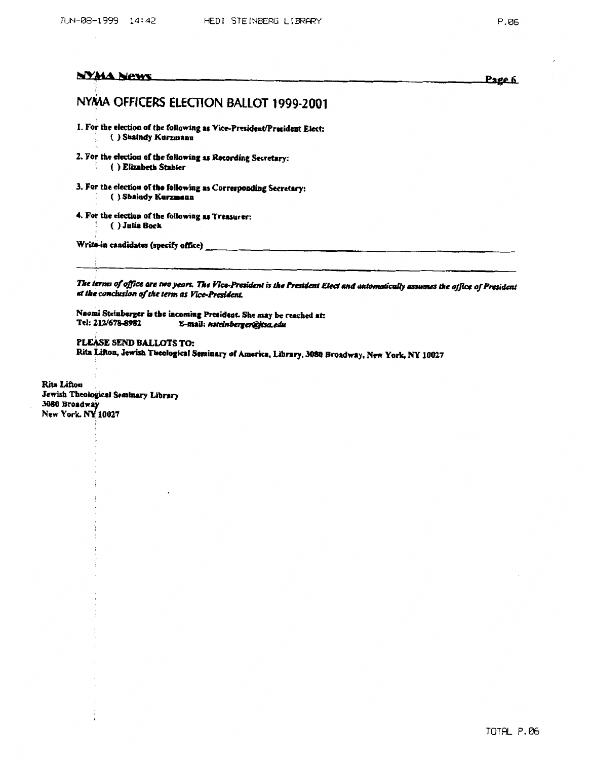**NYMA News**

# NYMA OFFICERS ELECTION BALLOT 1999-2001

1. For the election of the following as Vice-President/President Elect:
   ( ) Shaindy Kurzmann

2. For the election of the following as Recording Secretary:
   ( ) Elizabeth Stabler

3. For the election of the following as Corresponding Secretary:
   ( ) Shaindy Kurzmann

4. For the election of the following as Treasurer:
   ( ) Julia Bock

Write-in candidates (specify office) ______________________________

______________________________________________________________

*The terms of office are two years. The Vice-President is the President Elect and automatically assumes the office of President at the conclusion of the term as Vice-President.*

Naomi Steinberger is the incoming President. She may be reached at:
Tel: 212/678-8982 E-mail: *nsteinberger@jtsa.edu*

**PLEASE SEND BALLOTS TO:**
Rita Lifton, Jewish Theological Seminary of America, Library, 3080 Broadway, New York, NY 10027

Rita Lifton
Jewish Theological Seminary Library
3080 Broadway
New York, NY 10027